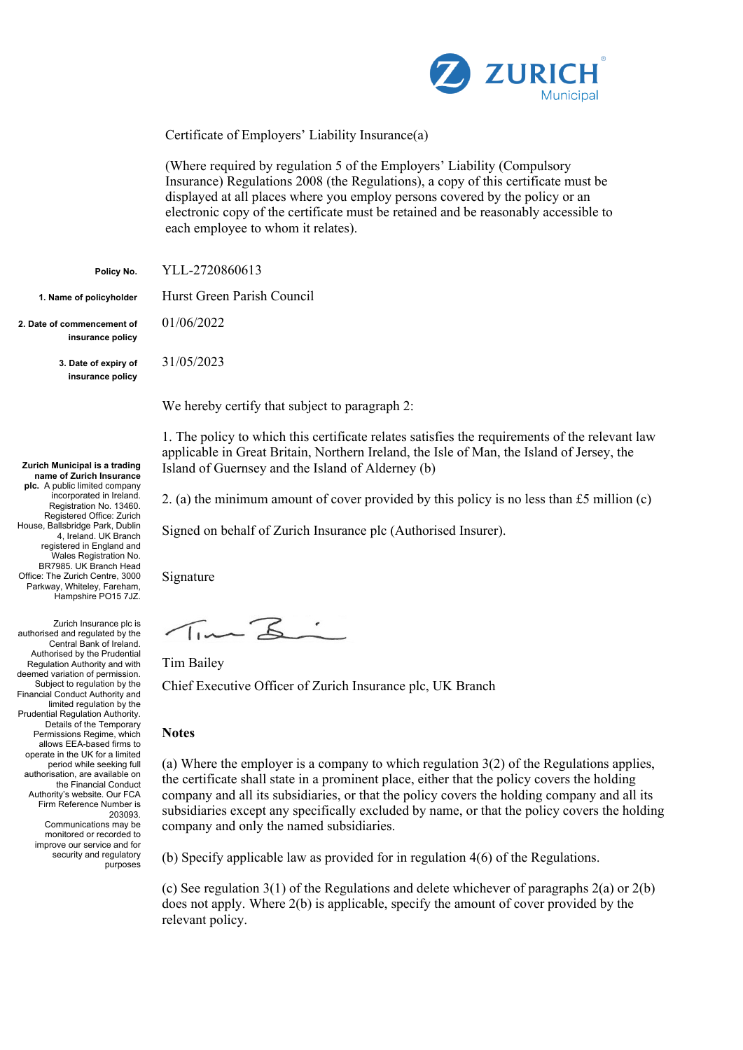ZURICH Municipal

Certificate of Employers' Liability Insurance(a)

(Where required by regulation 5 of the Employers' Liability (Compulsory Insurance) Regulations 2008 (the Regulations), a copy of this certificate must be displayed at all places where you employ persons covered by the policy or an electronic copy of the certificate must be retained and be reasonably accessible to each employee to whom it relates).

**Policy No.** YLL-2720860613

**1. Name of policyholder** Hurst Green Parish Council

**2. Date of commencement of insurance policy** 01/06/2022

**3. Date of expiry of insurance policy** 31/05/2023

We hereby certify that subject to paragraph 2:

1. The policy to which this certificate relates satisfies the requirements of the relevant law applicable in Great Britain, Northern Ireland, the Isle of Man, the Island of Jersey, the Island of Guernsey and the Island of Alderney (b)

2. (a) the minimum amount of cover provided by this policy is no less than £5 million (c)

Signed on behalf of Zurich Insurance plc (Authorised Insurer).

Signature

Tim Bailey

Chief Executive Officer of Zurich Insurance plc, UK Branch

**Notes**

(a) Where the employer is a company to which regulation 3(2) of the Regulations applies, the certificate shall state in a prominent place, either that the policy covers the holding company and all its subsidiaries, or that the policy covers the holding company and all its subsidiaries except any specifically excluded by name, or that the policy covers the holding company and only the named subsidiaries.

(b) Specify applicable law as provided for in regulation 4(6) of the Regulations.

(c) See regulation 3(1) of the Regulations and delete whichever of paragraphs 2(a) or 2(b) does not apply. Where 2(b) is applicable, specify the amount of cover provided by the relevant policy.

**Zurich Municipal is a trading name of Zurich Insurance plc.** A public limited company incorporated in Ireland. Registration No. 13460. Registered Office: Zurich House, Ballsbridge Park, Dublin 4, Ireland. UK Branch registered in England and Wales Registration No. BR7985. UK Branch Head Office: The Zurich Centre, 3000 Parkway, Whiteley, Fareham, Hampshire PO15 7JZ.

Zurich Insurance plc is authorised and regulated by the Central Bank of Ireland. Authorised by the Prudential Regulation Authority and with deemed variation of permission. Subject to regulation by the Financial Conduct Authority and limited regulation by the Prudential Regulation Authority. Details of the Temporary Permissions Regime, which allows EEA-based firms to operate in the UK for a limited period while seeking full authorisation, are available on the Financial Conduct Authority's website. Our FCA Firm Reference Number is 203093. Communications may be monitored or recorded to improve our service and for security and regulatory purposes